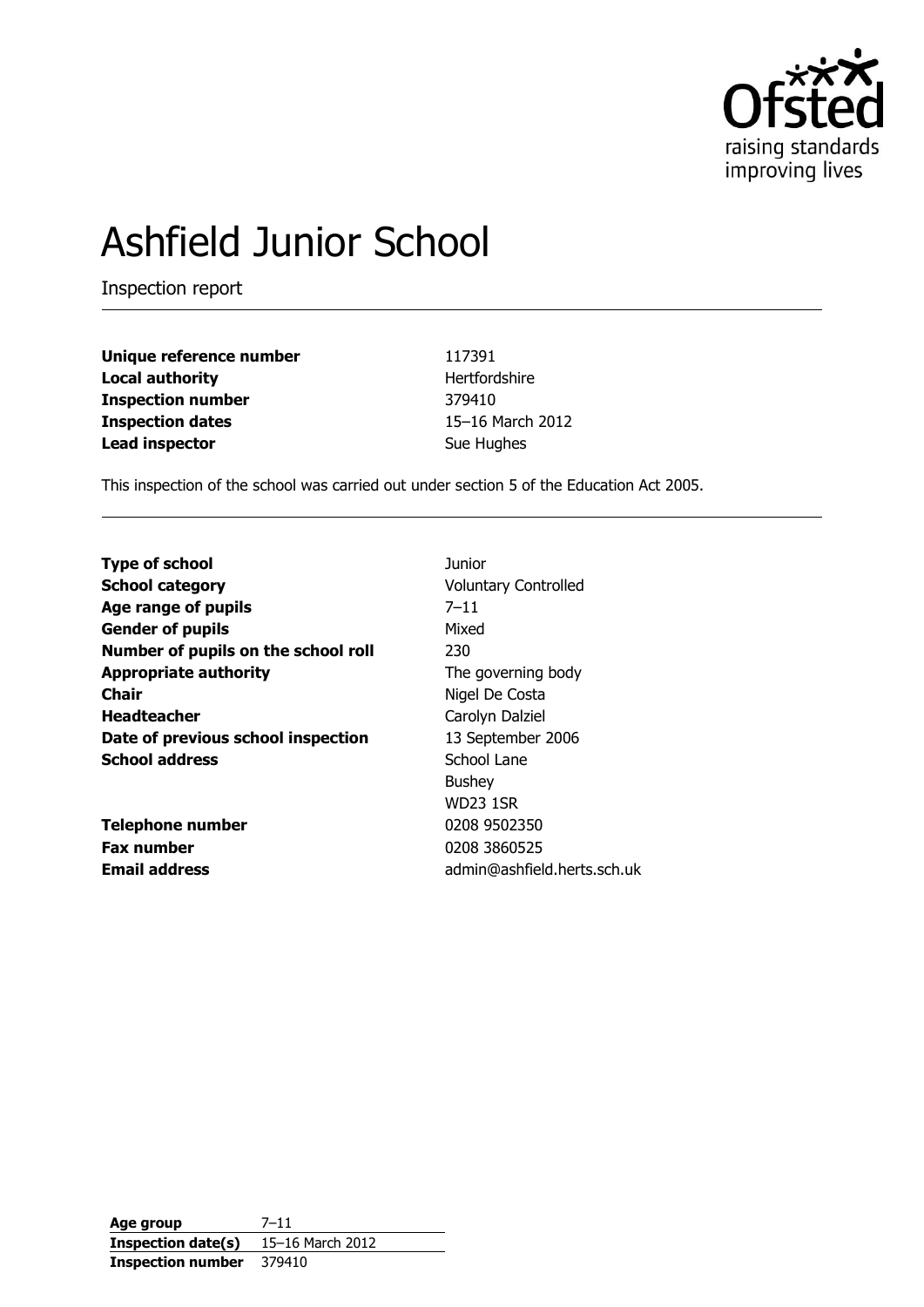Ofsted
raising standards
improving lives

# Ashfield Junior School

Inspection report

| | |
|---|---|
| **Unique reference number** | 117391 |
| **Local authority** | Hertfordshire |
| **Inspection number** | 379410 |
| **Inspection dates** | 15–16 March 2012 |
| **Lead inspector** | Sue Hughes |

This inspection of the school was carried out under section 5 of the Education Act 2005.

| | |
|---|---|
| **Type of school** | Junior |
| **School category** | Voluntary Controlled |
| **Age range of pupils** | 7–11 |
| **Gender of pupils** | Mixed |
| **Number of pupils on the school roll** | 230 |
| **Appropriate authority** | The governing body |
| **Chair** | Nigel De Costa |
| **Headteacher** | Carolyn Dalziel |
| **Date of previous school inspection** | 13 September 2006 |
| **School address** | School Lane<br>Bushey<br>WD23 1SR |
| **Telephone number** | 0208 9502350 |
| **Fax number** | 0208 3860525 |
| **Email address** | admin@ashfield.herts.sch.uk |

| | |
|---|---|
| **Age group** | 7–11 |
| **Inspection date(s)** | 15–16 March 2012 |
| **Inspection number** | 379410 |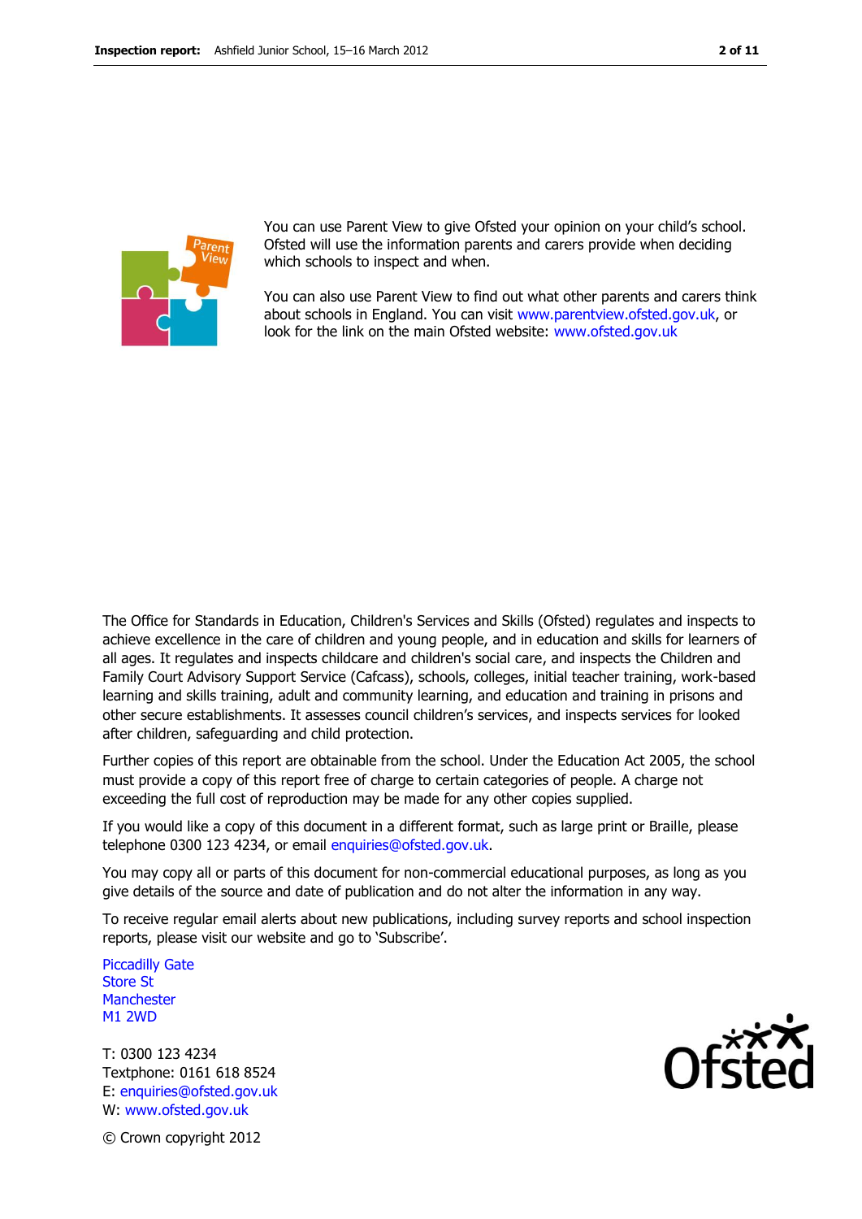You can use Parent View to give Ofsted your opinion on your child's school. Ofsted will use the information parents and carers provide when deciding which schools to inspect and when.

You can also use Parent View to find out what other parents and carers think about schools in England. You can visit www.parentview.ofsted.gov.uk, or look for the link on the main Ofsted website: www.ofsted.gov.uk

The Office for Standards in Education, Children's Services and Skills (Ofsted) regulates and inspects to achieve excellence in the care of children and young people, and in education and skills for learners of all ages. It regulates and inspects childcare and children's social care, and inspects the Children and Family Court Advisory Support Service (Cafcass), schools, colleges, initial teacher training, work-based learning and skills training, adult and community learning, and education and training in prisons and other secure establishments. It assesses council children's services, and inspects services for looked after children, safeguarding and child protection.

Further copies of this report are obtainable from the school. Under the Education Act 2005, the school must provide a copy of this report free of charge to certain categories of people. A charge not exceeding the full cost of reproduction may be made for any other copies supplied.

If you would like a copy of this document in a different format, such as large print or Braille, please telephone 0300 123 4234, or email enquiries@ofsted.gov.uk.

You may copy all or parts of this document for non-commercial educational purposes, as long as you give details of the source and date of publication and do not alter the information in any way.

To receive regular email alerts about new publications, including survey reports and school inspection reports, please visit our website and go to 'Subscribe'.

Piccadilly Gate
Store St
Manchester
M1 2WD

T: 0300 123 4234
Textphone: 0161 618 8524
E: enquiries@ofsted.gov.uk
W: www.ofsted.gov.uk

© Crown copyright 2012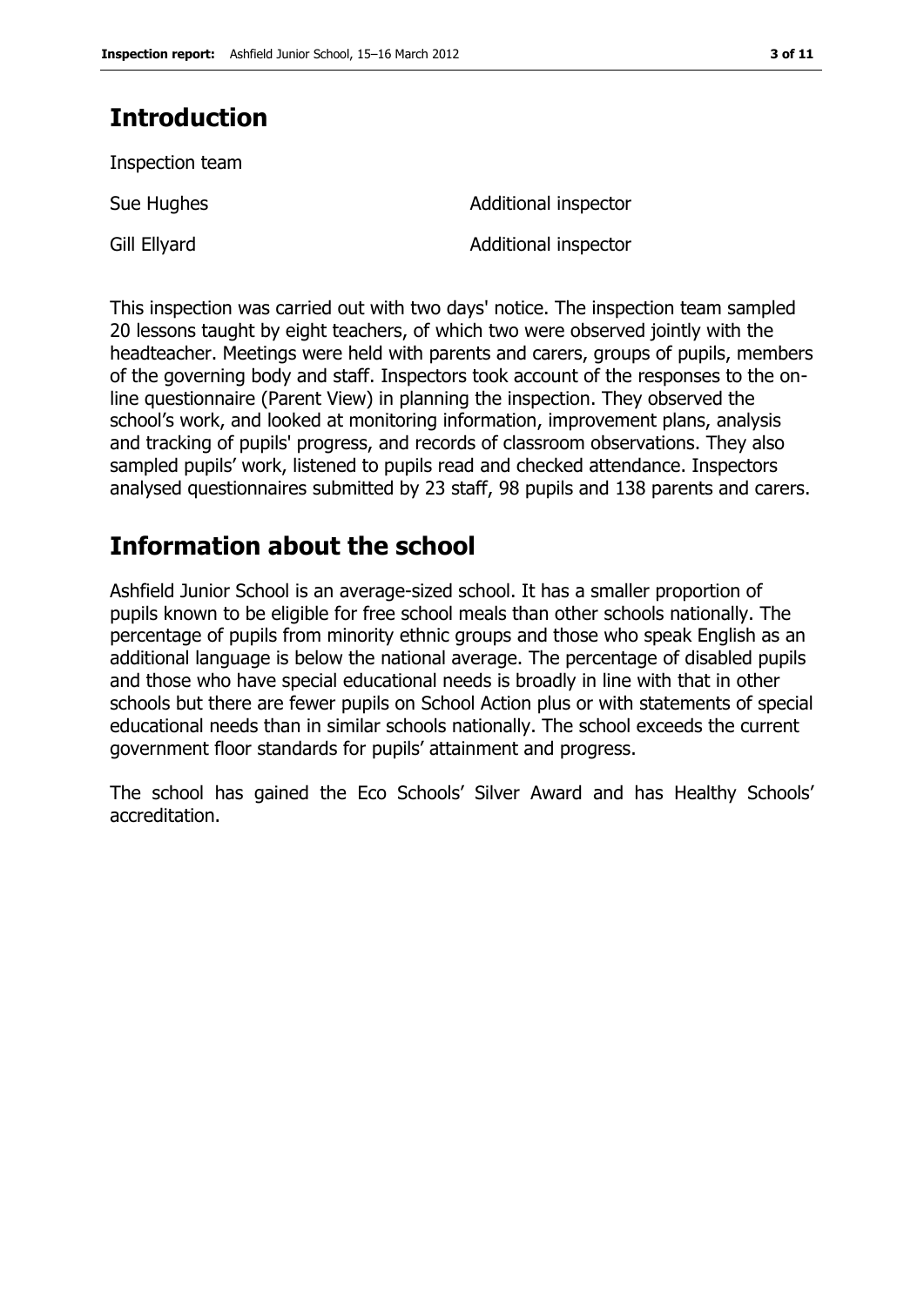## Introduction

Inspection team

| | |
|---|---|
| Sue Hughes | Additional inspector |
| Gill Ellyard | Additional inspector |

This inspection was carried out with two days' notice. The inspection team sampled 20 lessons taught by eight teachers, of which two were observed jointly with the headteacher. Meetings were held with parents and carers, groups of pupils, members of the governing body and staff. Inspectors took account of the responses to the on-line questionnaire (Parent View) in planning the inspection. They observed the school's work, and looked at monitoring information, improvement plans, analysis and tracking of pupils' progress, and records of classroom observations. They also sampled pupils' work, listened to pupils read and checked attendance. Inspectors analysed questionnaires submitted by 23 staff, 98 pupils and 138 parents and carers.

## Information about the school

Ashfield Junior School is an average-sized school. It has a smaller proportion of pupils known to be eligible for free school meals than other schools nationally. The percentage of pupils from minority ethnic groups and those who speak English as an additional language is below the national average. The percentage of disabled pupils and those who have special educational needs is broadly in line with that in other schools but there are fewer pupils on School Action plus or with statements of special educational needs than in similar schools nationally. The school exceeds the current government floor standards for pupils' attainment and progress.

The school has gained the Eco Schools' Silver Award and has Healthy Schools' accreditation.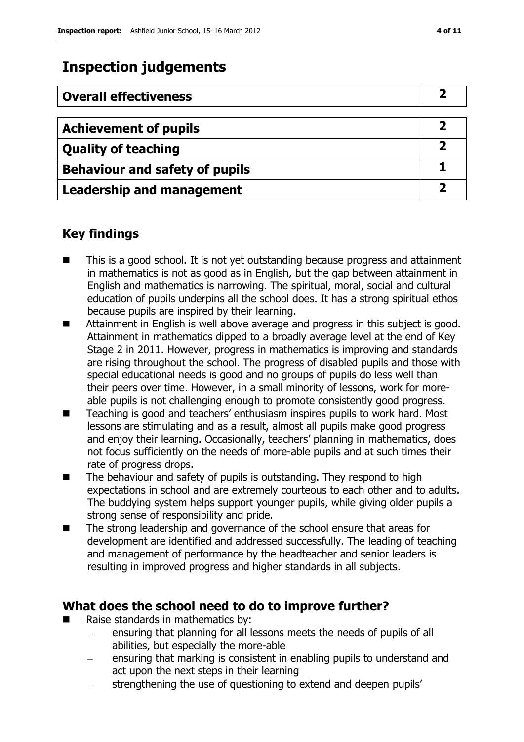# Inspection judgements

| | |
|---|---|
| **Overall effectiveness** | **2** |

| | |
|---|---|
| **Achievement of pupils** | **2** |
| **Quality of teaching** | **2** |
| **Behaviour and safety of pupils** | **1** |
| **Leadership and management** | **2** |

## Key findings

- This is a good school. It is not yet outstanding because progress and attainment in mathematics is not as good as in English, but the gap between attainment in English and mathematics is narrowing. The spiritual, moral, social and cultural education of pupils underpins all the school does. It has a strong spiritual ethos because pupils are inspired by their learning.
- Attainment in English is well above average and progress in this subject is good. Attainment in mathematics dipped to a broadly average level at the end of Key Stage 2 in 2011. However, progress in mathematics is improving and standards are rising throughout the school. The progress of disabled pupils and those with special educational needs is good and no groups of pupils do less well than their peers over time. However, in a small minority of lessons, work for more-able pupils is not challenging enough to promote consistently good progress.
- Teaching is good and teachers' enthusiasm inspires pupils to work hard. Most lessons are stimulating and as a result, almost all pupils make good progress and enjoy their learning. Occasionally, teachers' planning in mathematics, does not focus sufficiently on the needs of more-able pupils and at such times their rate of progress drops.
- The behaviour and safety of pupils is outstanding. They respond to high expectations in school and are extremely courteous to each other and to adults. The buddying system helps support younger pupils, while giving older pupils a strong sense of responsibility and pride.
- The strong leadership and governance of the school ensure that areas for development are identified and addressed successfully. The leading of teaching and management of performance by the headteacher and senior leaders is resulting in improved progress and higher standards in all subjects.

## What does the school need to do to improve further?

- Raise standards in mathematics by:
  - ensuring that planning for all lessons meets the needs of pupils of all abilities, but especially the more-able
  - ensuring that marking is consistent in enabling pupils to understand and act upon the next steps in their learning
  - strengthening the use of questioning to extend and deepen pupils'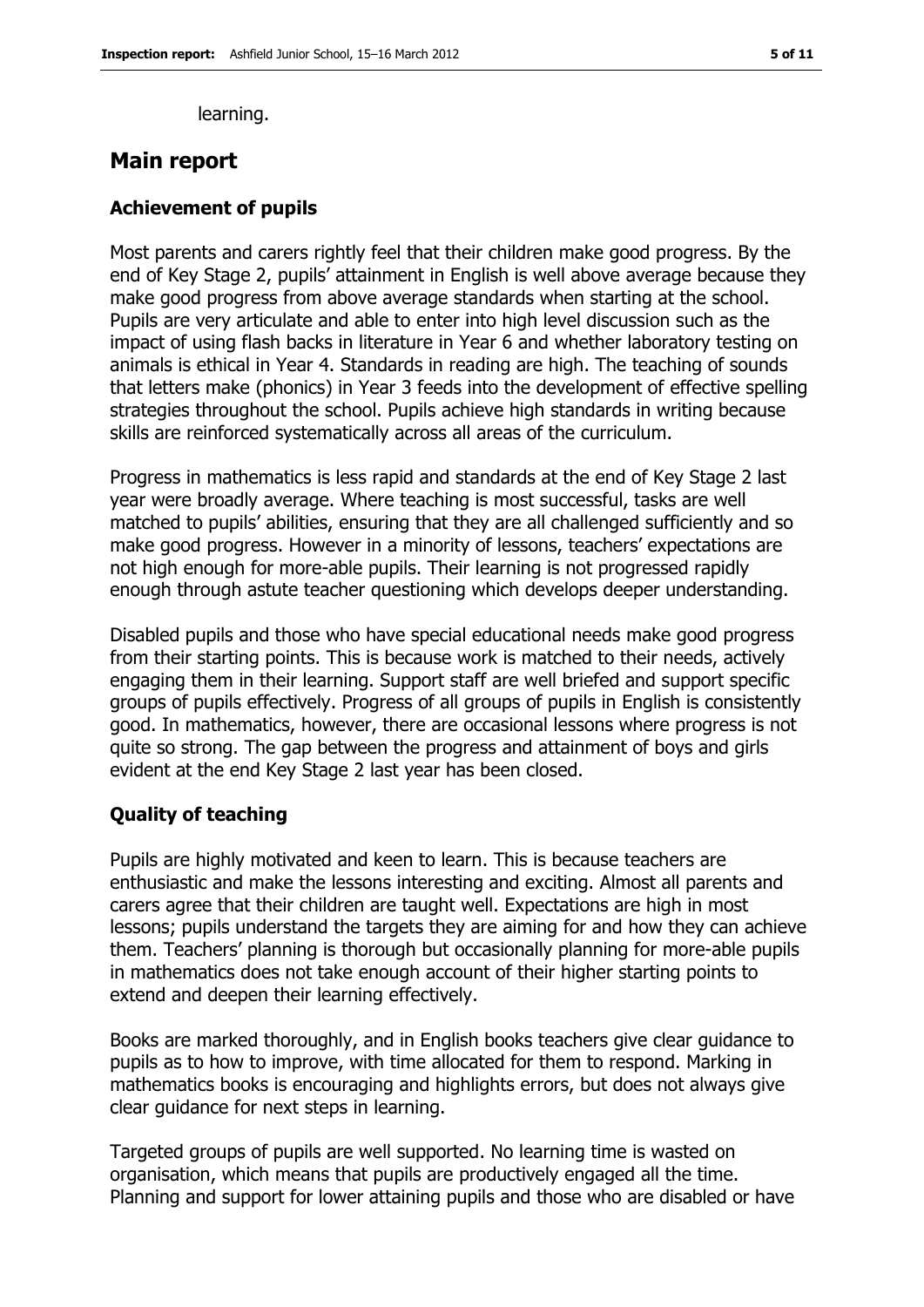learning.

## Main report

### Achievement of pupils

Most parents and carers rightly feel that their children make good progress. By the end of Key Stage 2, pupils' attainment in English is well above average because they make good progress from above average standards when starting at the school. Pupils are very articulate and able to enter into high level discussion such as the impact of using flash backs in literature in Year 6 and whether laboratory testing on animals is ethical in Year 4. Standards in reading are high. The teaching of sounds that letters make (phonics) in Year 3 feeds into the development of effective spelling strategies throughout the school. Pupils achieve high standards in writing because skills are reinforced systematically across all areas of the curriculum.

Progress in mathematics is less rapid and standards at the end of Key Stage 2 last year were broadly average. Where teaching is most successful, tasks are well matched to pupils' abilities, ensuring that they are all challenged sufficiently and so make good progress. However in a minority of lessons, teachers' expectations are not high enough for more-able pupils. Their learning is not progressed rapidly enough through astute teacher questioning which develops deeper understanding.

Disabled pupils and those who have special educational needs make good progress from their starting points. This is because work is matched to their needs, actively engaging them in their learning. Support staff are well briefed and support specific groups of pupils effectively. Progress of all groups of pupils in English is consistently good. In mathematics, however, there are occasional lessons where progress is not quite so strong. The gap between the progress and attainment of boys and girls evident at the end Key Stage 2 last year has been closed.

### Quality of teaching

Pupils are highly motivated and keen to learn. This is because teachers are enthusiastic and make the lessons interesting and exciting. Almost all parents and carers agree that their children are taught well. Expectations are high in most lessons; pupils understand the targets they are aiming for and how they can achieve them. Teachers' planning is thorough but occasionally planning for more-able pupils in mathematics does not take enough account of their higher starting points to extend and deepen their learning effectively.

Books are marked thoroughly, and in English books teachers give clear guidance to pupils as to how to improve, with time allocated for them to respond. Marking in mathematics books is encouraging and highlights errors, but does not always give clear guidance for next steps in learning.

Targeted groups of pupils are well supported. No learning time is wasted on organisation, which means that pupils are productively engaged all the time. Planning and support for lower attaining pupils and those who are disabled or have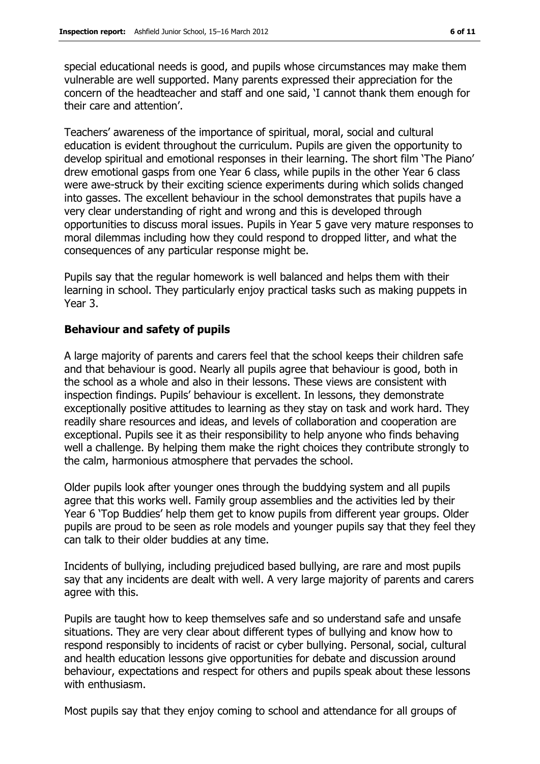special educational needs is good, and pupils whose circumstances may make them vulnerable are well supported. Many parents expressed their appreciation for the concern of the headteacher and staff and one said, 'I cannot thank them enough for their care and attention'.

Teachers' awareness of the importance of spiritual, moral, social and cultural education is evident throughout the curriculum. Pupils are given the opportunity to develop spiritual and emotional responses in their learning. The short film 'The Piano' drew emotional gasps from one Year 6 class, while pupils in the other Year 6 class were awe-struck by their exciting science experiments during which solids changed into gasses. The excellent behaviour in the school demonstrates that pupils have a very clear understanding of right and wrong and this is developed through opportunities to discuss moral issues. Pupils in Year 5 gave very mature responses to moral dilemmas including how they could respond to dropped litter, and what the consequences of any particular response might be.

Pupils say that the regular homework is well balanced and helps them with their learning in school. They particularly enjoy practical tasks such as making puppets in Year 3.

### Behaviour and safety of pupils

A large majority of parents and carers feel that the school keeps their children safe and that behaviour is good. Nearly all pupils agree that behaviour is good, both in the school as a whole and also in their lessons. These views are consistent with inspection findings. Pupils' behaviour is excellent. In lessons, they demonstrate exceptionally positive attitudes to learning as they stay on task and work hard. They readily share resources and ideas, and levels of collaboration and cooperation are exceptional. Pupils see it as their responsibility to help anyone who finds behaving well a challenge. By helping them make the right choices they contribute strongly to the calm, harmonious atmosphere that pervades the school.

Older pupils look after younger ones through the buddying system and all pupils agree that this works well. Family group assemblies and the activities led by their Year 6 'Top Buddies' help them get to know pupils from different year groups. Older pupils are proud to be seen as role models and younger pupils say that they feel they can talk to their older buddies at any time.

Incidents of bullying, including prejudiced based bullying, are rare and most pupils say that any incidents are dealt with well. A very large majority of parents and carers agree with this.

Pupils are taught how to keep themselves safe and so understand safe and unsafe situations. They are very clear about different types of bullying and know how to respond responsibly to incidents of racist or cyber bullying. Personal, social, cultural and health education lessons give opportunities for debate and discussion around behaviour, expectations and respect for others and pupils speak about these lessons with enthusiasm.

Most pupils say that they enjoy coming to school and attendance for all groups of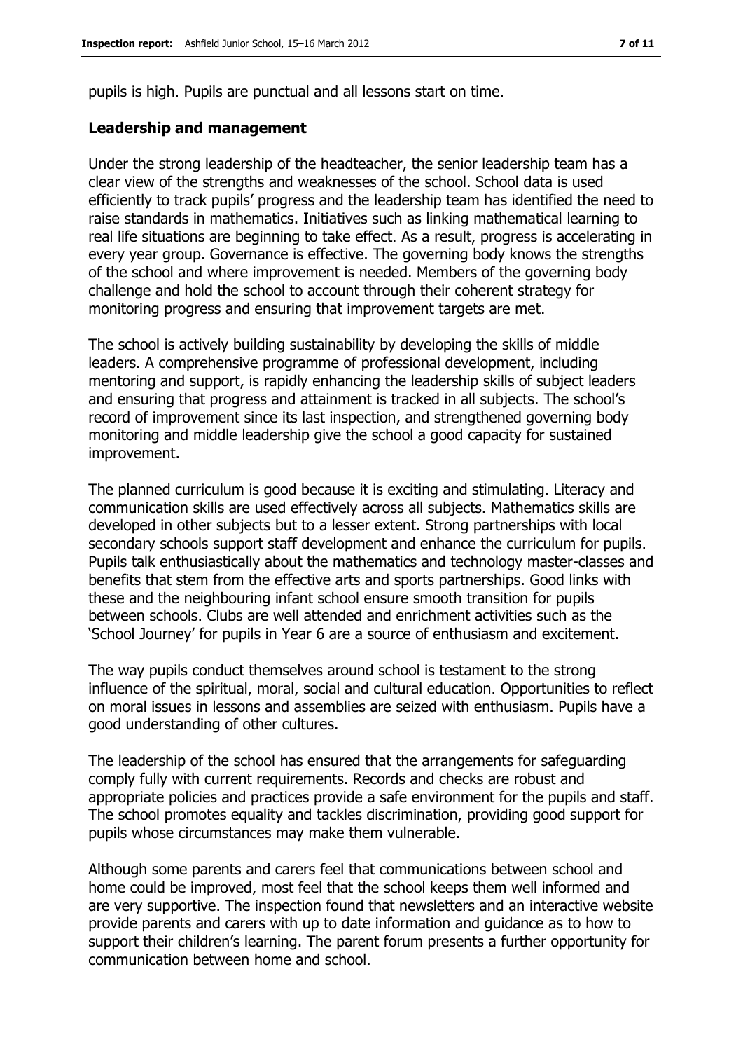pupils is high. Pupils are punctual and all lessons start on time.

### Leadership and management

Under the strong leadership of the headteacher, the senior leadership team has a clear view of the strengths and weaknesses of the school. School data is used efficiently to track pupils' progress and the leadership team has identified the need to raise standards in mathematics. Initiatives such as linking mathematical learning to real life situations are beginning to take effect. As a result, progress is accelerating in every year group. Governance is effective. The governing body knows the strengths of the school and where improvement is needed. Members of the governing body challenge and hold the school to account through their coherent strategy for monitoring progress and ensuring that improvement targets are met.

The school is actively building sustainability by developing the skills of middle leaders. A comprehensive programme of professional development, including mentoring and support, is rapidly enhancing the leadership skills of subject leaders and ensuring that progress and attainment is tracked in all subjects. The school's record of improvement since its last inspection, and strengthened governing body monitoring and middle leadership give the school a good capacity for sustained improvement.

The planned curriculum is good because it is exciting and stimulating. Literacy and communication skills are used effectively across all subjects. Mathematics skills are developed in other subjects but to a lesser extent. Strong partnerships with local secondary schools support staff development and enhance the curriculum for pupils. Pupils talk enthusiastically about the mathematics and technology master-classes and benefits that stem from the effective arts and sports partnerships. Good links with these and the neighbouring infant school ensure smooth transition for pupils between schools. Clubs are well attended and enrichment activities such as the 'School Journey' for pupils in Year 6 are a source of enthusiasm and excitement.

The way pupils conduct themselves around school is testament to the strong influence of the spiritual, moral, social and cultural education. Opportunities to reflect on moral issues in lessons and assemblies are seized with enthusiasm. Pupils have a good understanding of other cultures.

The leadership of the school has ensured that the arrangements for safeguarding comply fully with current requirements. Records and checks are robust and appropriate policies and practices provide a safe environment for the pupils and staff. The school promotes equality and tackles discrimination, providing good support for pupils whose circumstances may make them vulnerable.

Although some parents and carers feel that communications between school and home could be improved, most feel that the school keeps them well informed and are very supportive. The inspection found that newsletters and an interactive website provide parents and carers with up to date information and guidance as to how to support their children's learning. The parent forum presents a further opportunity for communication between home and school.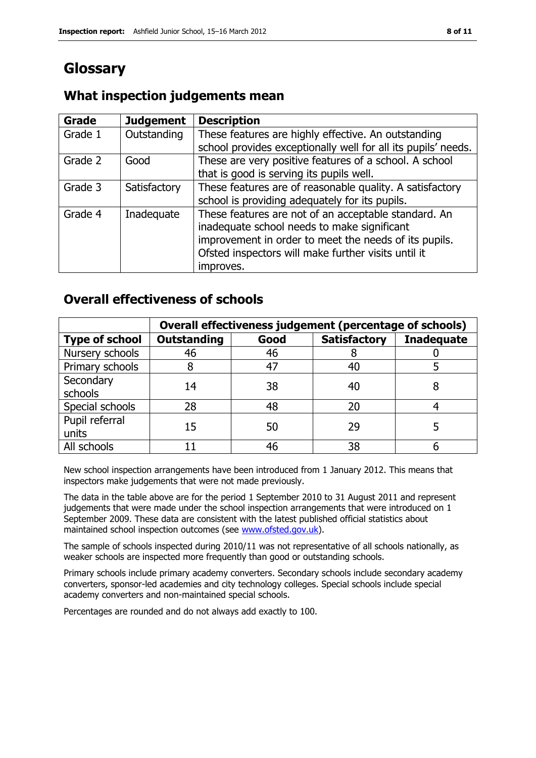# Glossary

## What inspection judgements mean

| Grade | Judgement | Description |
|---|---|---|
| Grade 1 | Outstanding | These features are highly effective. An outstanding school provides exceptionally well for all its pupils' needs. |
| Grade 2 | Good | These are very positive features of a school. A school that is good is serving its pupils well. |
| Grade 3 | Satisfactory | These features are of reasonable quality. A satisfactory school is providing adequately for its pupils. |
| Grade 4 | Inadequate | These features are not of an acceptable standard. An inadequate school needs to make significant improvement in order to meet the needs of its pupils. Ofsted inspectors will make further visits until it improves. |

## Overall effectiveness of schools

| | Overall effectiveness judgement (percentage of schools) | | | |
|---|---|---|---|---|
| **Type of school** | **Outstanding** | **Good** | **Satisfactory** | **Inadequate** |
| Nursery schools | 46 | 46 | 8 | 0 |
| Primary schools | 8 | 47 | 40 | 5 |
| Secondary schools | 14 | 38 | 40 | 8 |
| Special schools | 28 | 48 | 20 | 4 |
| Pupil referral units | 15 | 50 | 29 | 5 |
| All schools | 11 | 46 | 38 | 6 |

New school inspection arrangements have been introduced from 1 January 2012. This means that inspectors make judgements that were not made previously.

The data in the table above are for the period 1 September 2010 to 31 August 2011 and represent judgements that were made under the school inspection arrangements that were introduced on 1 September 2009. These data are consistent with the latest published official statistics about maintained school inspection outcomes (see www.ofsted.gov.uk).

The sample of schools inspected during 2010/11 was not representative of all schools nationally, as weaker schools are inspected more frequently than good or outstanding schools.

Primary schools include primary academy converters. Secondary schools include secondary academy converters, sponsor-led academies and city technology colleges. Special schools include special academy converters and non-maintained special schools.

Percentages are rounded and do not always add exactly to 100.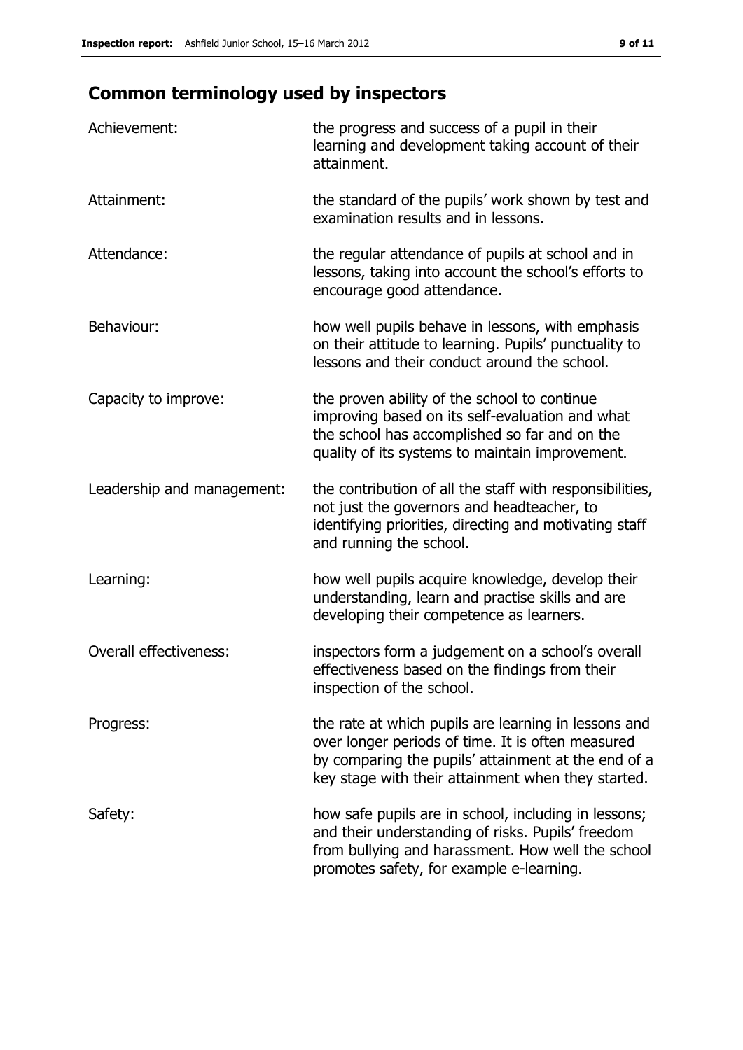## Common terminology used by inspectors

| | |
|---|---|
| Achievement: | the progress and success of a pupil in their learning and development taking account of their attainment. |
| Attainment: | the standard of the pupils' work shown by test and examination results and in lessons. |
| Attendance: | the regular attendance of pupils at school and in lessons, taking into account the school's efforts to encourage good attendance. |
| Behaviour: | how well pupils behave in lessons, with emphasis on their attitude to learning. Pupils' punctuality to lessons and their conduct around the school. |
| Capacity to improve: | the proven ability of the school to continue improving based on its self-evaluation and what the school has accomplished so far and on the quality of its systems to maintain improvement. |
| Leadership and management: | the contribution of all the staff with responsibilities, not just the governors and headteacher, to identifying priorities, directing and motivating staff and running the school. |
| Learning: | how well pupils acquire knowledge, develop their understanding, learn and practise skills and are developing their competence as learners. |
| Overall effectiveness: | inspectors form a judgement on a school's overall effectiveness based on the findings from their inspection of the school. |
| Progress: | the rate at which pupils are learning in lessons and over longer periods of time. It is often measured by comparing the pupils' attainment at the end of a key stage with their attainment when they started. |
| Safety: | how safe pupils are in school, including in lessons; and their understanding of risks. Pupils' freedom from bullying and harassment. How well the school promotes safety, for example e-learning. |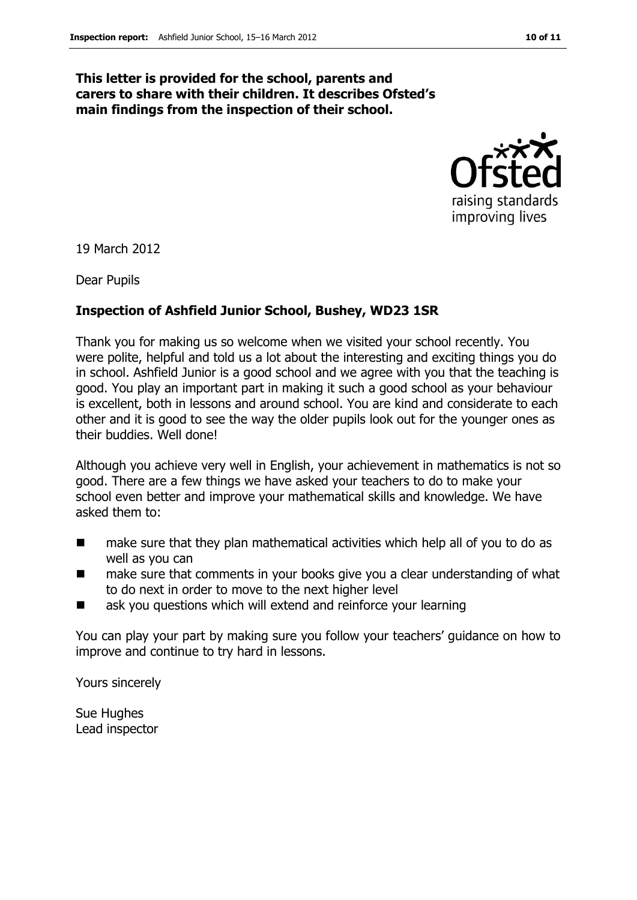**This letter is provided for the school, parents and carers to share with their children. It describes Ofsted's main findings from the inspection of their school.**

19 March 2012

Dear Pupils

**Inspection of Ashfield Junior School, Bushey, WD23 1SR**

Thank you for making us so welcome when we visited your school recently. You were polite, helpful and told us a lot about the interesting and exciting things you do in school. Ashfield Junior is a good school and we agree with you that the teaching is good. You play an important part in making it such a good school as your behaviour is excellent, both in lessons and around school. You are kind and considerate to each other and it is good to see the way the older pupils look out for the younger ones as their buddies. Well done!

Although you achieve very well in English, your achievement in mathematics is not so good. There are a few things we have asked your teachers to do to make your school even better and improve your mathematical skills and knowledge. We have asked them to:

- make sure that they plan mathematical activities which help all of you to do as well as you can
- make sure that comments in your books give you a clear understanding of what to do next in order to move to the next higher level
- ask you questions which will extend and reinforce your learning

You can play your part by making sure you follow your teachers' guidance on how to improve and continue to try hard in lessons.

Yours sincerely

Sue Hughes
Lead inspector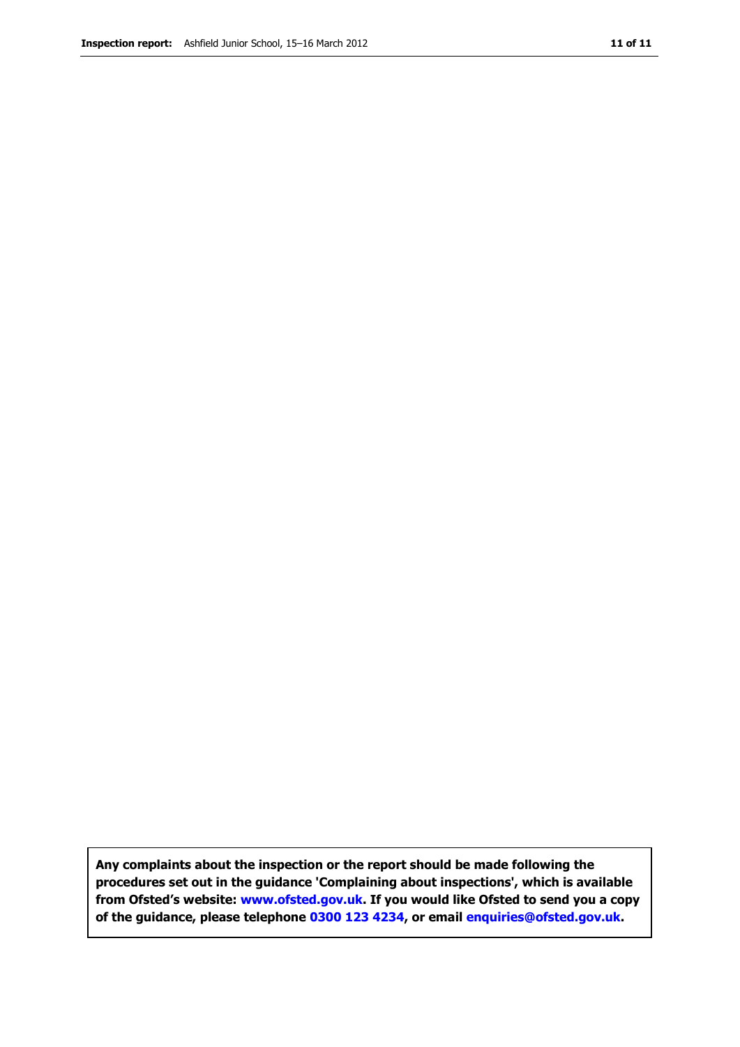**Any complaints about the inspection or the report should be made following the procedures set out in the guidance 'Complaining about inspections', which is available from Ofsted's website: www.ofsted.gov.uk. If you would like Ofsted to send you a copy of the guidance, please telephone 0300 123 4234, or email enquiries@ofsted.gov.uk.**